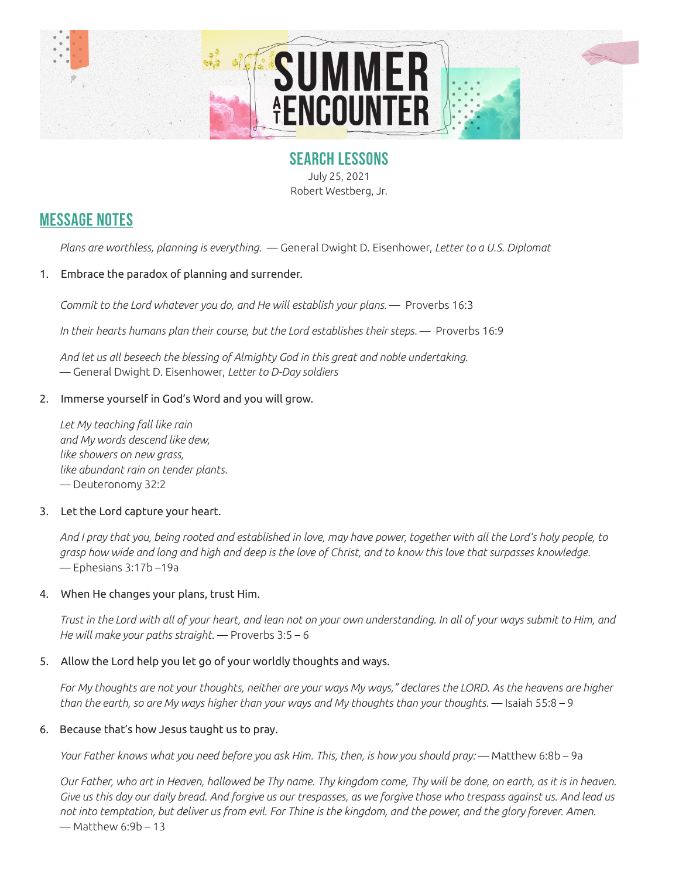# SUMMER AT ENCOUNTER

## SEARCH LESSONS

July 25, 2021
Robert Westberg, Jr.

## MESSAGE NOTES

*Plans are worthless, planning is everything.* — General Dwight D. Eisenhower, *Letter to a U.S. Diplomat*

1. Embrace the paradox of planning and surrender.

   *Commit to the Lord whatever you do, and He will establish your plans.* — Proverbs 16:3

   *In their hearts humans plan their course, but the Lord establishes their steps.* — Proverbs 16:9

   *And let us all beseech the blessing of Almighty God in this great and noble undertaking.*
   — General Dwight D. Eisenhower, *Letter to D-Day soldiers*

2. Immerse yourself in God's Word and you will grow.

   *Let My teaching fall like rain*
   *and My words descend like dew,*
   *like showers on new grass,*
   *like abundant rain on tender plants.*
   — Deuteronomy 32:2

3. Let the Lord capture your heart.

   *And I pray that you, being rooted and established in love, may have power, together with all the Lord's holy people, to grasp how wide and long and high and deep is the love of Christ, and to know this love that surpasses knowledge.*
   — Ephesians 3:17b –19a

4. When He changes your plans, trust Him.

   *Trust in the Lord with all of your heart, and lean not on your own understanding. In all of your ways submit to Him, and He will make your paths straight.* — Proverbs 3:5 – 6

5. Allow the Lord help you let go of your worldly thoughts and ways.

   *For My thoughts are not your thoughts, neither are your ways My ways," declares the LORD. As the heavens are higher than the earth, so are My ways higher than your ways and My thoughts than your thoughts.* — Isaiah 55:8 – 9

6. Because that's how Jesus taught us to pray.

   *Your Father knows what you need before you ask Him. This, then, is how you should pray:* — Matthew 6:8b – 9a

   *Our Father, who art in Heaven, hallowed be Thy name. Thy kingdom come, Thy will be done, on earth, as it is in heaven. Give us this day our daily bread. And forgive us our trespasses, as we forgive those who trespass against us. And lead us not into temptation, but deliver us from evil. For Thine is the kingdom, and the power, and the glory forever. Amen.*
   — Matthew 6:9b – 13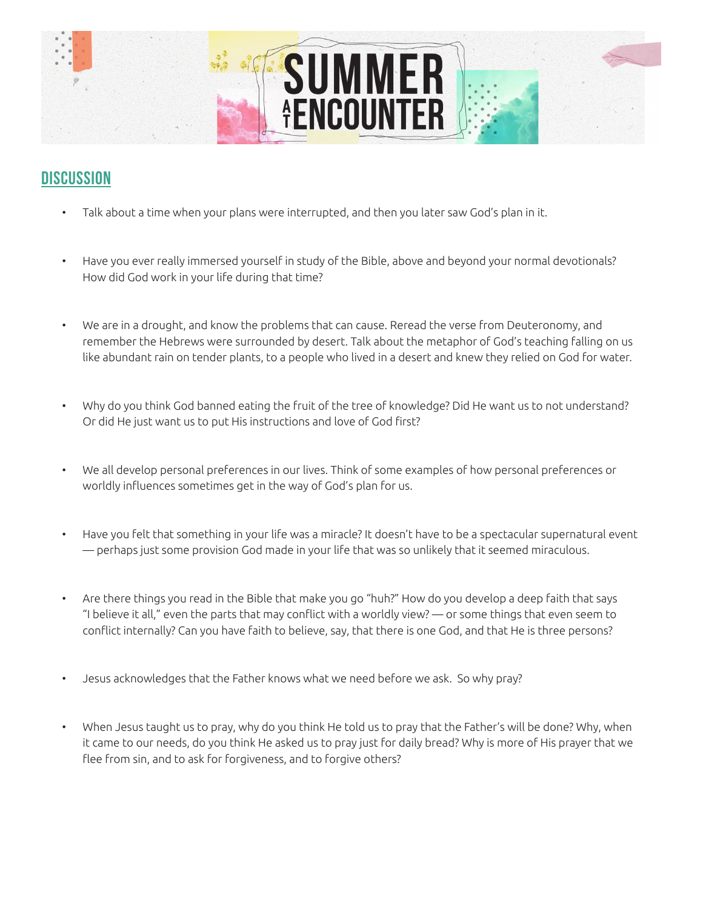## DISCUSSION

- Talk about a time when your plans were interrupted, and then you later saw God's plan in it.
- Have you ever really immersed yourself in study of the Bible, above and beyond your normal devotionals? How did God work in your life during that time?
- We are in a drought, and know the problems that can cause. Reread the verse from Deuteronomy, and remember the Hebrews were surrounded by desert. Talk about the metaphor of God's teaching falling on us like abundant rain on tender plants, to a people who lived in a desert and knew they relied on God for water.
- Why do you think God banned eating the fruit of the tree of knowledge? Did He want us to not understand? Or did He just want us to put His instructions and love of God first?
- We all develop personal preferences in our lives. Think of some examples of how personal preferences or worldly influences sometimes get in the way of God's plan for us.
- Have you felt that something in your life was a miracle? It doesn't have to be a spectacular supernatural event — perhaps just some provision God made in your life that was so unlikely that it seemed miraculous.
- Are there things you read in the Bible that make you go "huh?" How do you develop a deep faith that says "I believe it all," even the parts that may conflict with a worldly view? — or some things that even seem to conflict internally? Can you have faith to believe, say, that there is one God, and that He is three persons?
- Jesus acknowledges that the Father knows what we need before we ask. So why pray?
- When Jesus taught us to pray, why do you think He told us to pray that the Father's will be done? Why, when it came to our needs, do you think He asked us to pray just for daily bread? Why is more of His prayer that we flee from sin, and to ask for forgiveness, and to forgive others?